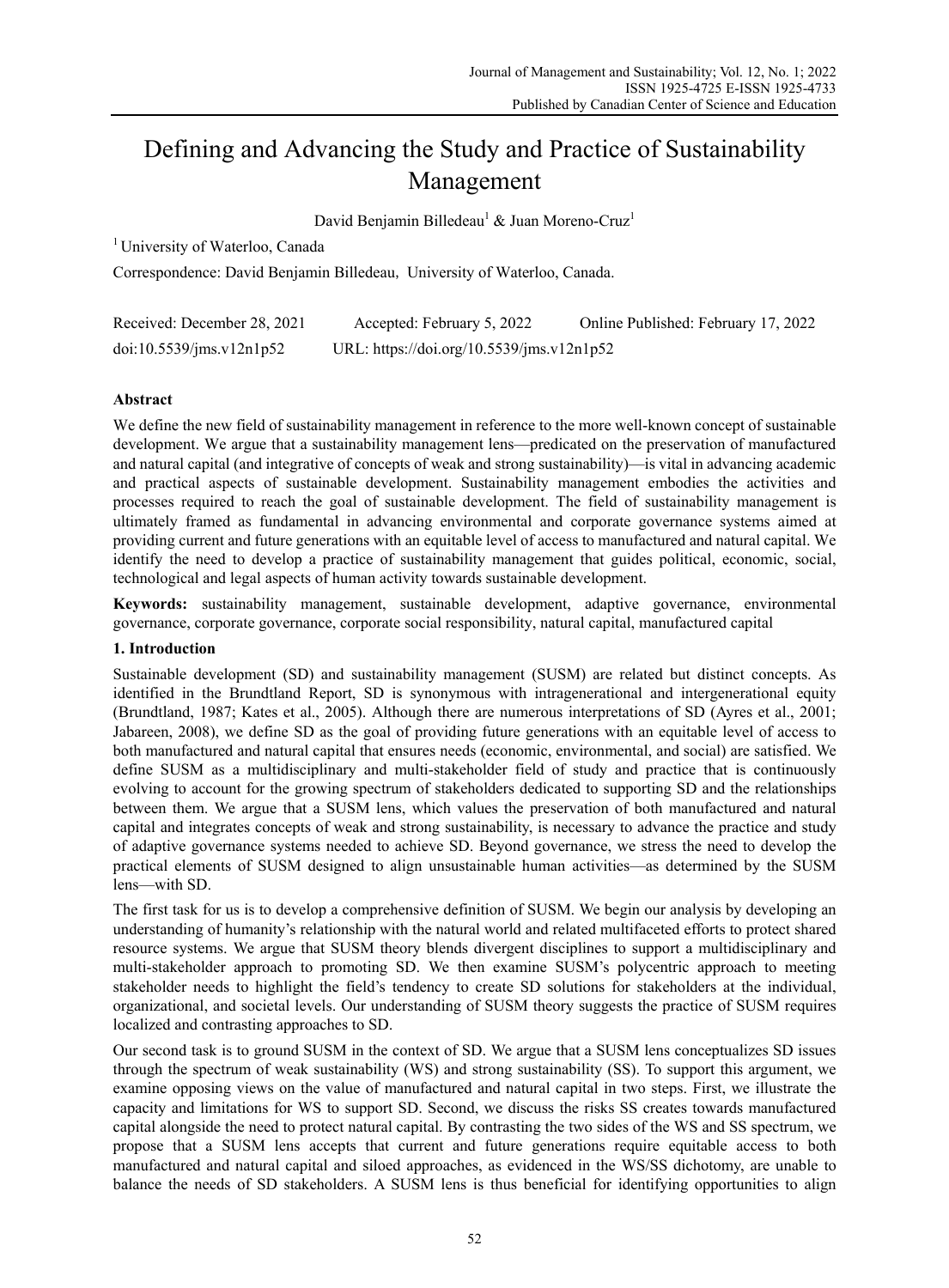# Defining and Advancing the Study and Practice of Sustainability Management

David Benjamin Billedeau[1] & Juan Moreno-Cruz[1]

[1] University of Waterloo, Canada

Correspondence: David Benjamin Billedeau, University of Waterloo, Canada.

Received: December 28, 2021 Accepted: February 5, 2022 Online Published: February 17, 2022

doi:10.5539/jms.v12n1p52 URL: https://doi.org/10.5539/jms.v12n1p52

## Abstract

We define the new field of sustainability management in reference to the more well-known concept of sustainable development. We argue that a sustainability management lens—predicated on the preservation of manufactured and natural capital (and integrative of concepts of weak and strong sustainability)—is vital in advancing academic and practical aspects of sustainable development. Sustainability management embodies the activities and processes required to reach the goal of sustainable development. The field of sustainability management is ultimately framed as fundamental in advancing environmental and corporate governance systems aimed at providing current and future generations with an equitable level of access to manufactured and natural capital. We identify the need to develop a practice of sustainability management that guides political, economic, social, technological and legal aspects of human activity towards sustainable development.

**Keywords:** sustainability management, sustainable development, adaptive governance, environmental governance, corporate governance, corporate social responsibility, natural capital, manufactured capital

## 1. Introduction

Sustainable development (SD) and sustainability management (SUSM) are related but distinct concepts. As identified in the Brundtland Report, SD is synonymous with intragenerational and intergenerational equity (Brundtland, 1987; Kates et al., 2005). Although there are numerous interpretations of SD (Ayres et al., 2001; Jabareen, 2008), we define SD as the goal of providing future generations with an equitable level of access to both manufactured and natural capital that ensures needs (economic, environmental, and social) are satisfied. We define SUSM as a multidisciplinary and multi-stakeholder field of study and practice that is continuously evolving to account for the growing spectrum of stakeholders dedicated to supporting SD and the relationships between them. We argue that a SUSM lens, which values the preservation of both manufactured and natural capital and integrates concepts of weak and strong sustainability, is necessary to advance the practice and study of adaptive governance systems needed to achieve SD. Beyond governance, we stress the need to develop the practical elements of SUSM designed to align unsustainable human activities—as determined by the SUSM lens—with SD.

The first task for us is to develop a comprehensive definition of SUSM. We begin our analysis by developing an understanding of humanity's relationship with the natural world and related multifaceted efforts to protect shared resource systems. We argue that SUSM theory blends divergent disciplines to support a multidisciplinary and multi-stakeholder approach to promoting SD. We then examine SUSM's polycentric approach to meeting stakeholder needs to highlight the field's tendency to create SD solutions for stakeholders at the individual, organizational, and societal levels. Our understanding of SUSM theory suggests the practice of SUSM requires localized and contrasting approaches to SD.

Our second task is to ground SUSM in the context of SD. We argue that a SUSM lens conceptualizes SD issues through the spectrum of weak sustainability (WS) and strong sustainability (SS). To support this argument, we examine opposing views on the value of manufactured and natural capital in two steps. First, we illustrate the capacity and limitations for WS to support SD. Second, we discuss the risks SS creates towards manufactured capital alongside the need to protect natural capital. By contrasting the two sides of the WS and SS spectrum, we propose that a SUSM lens accepts that current and future generations require equitable access to both manufactured and natural capital and siloed approaches, as evidenced in the WS/SS dichotomy, are unable to balance the needs of SD stakeholders. A SUSM lens is thus beneficial for identifying opportunities to align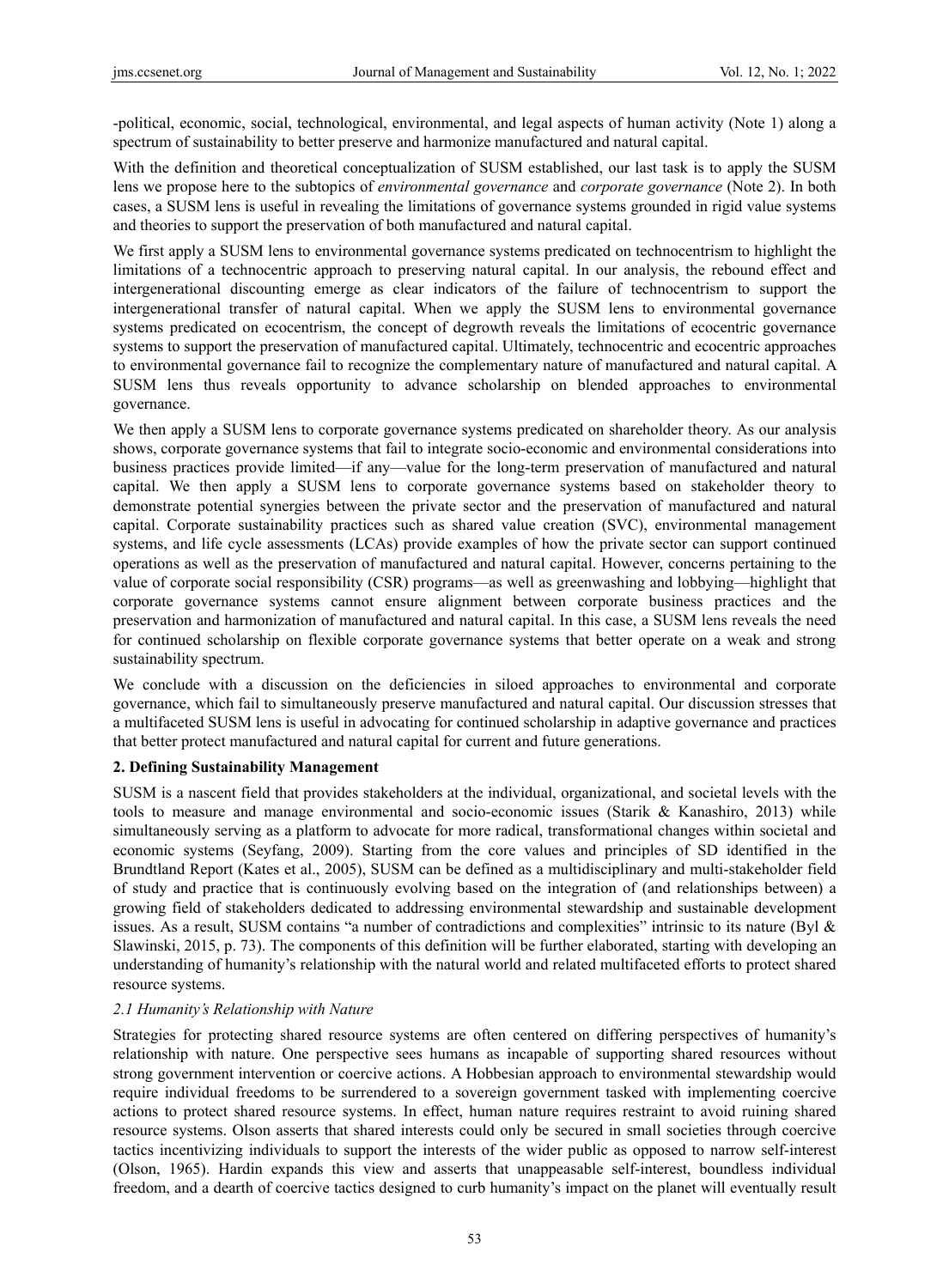-political, economic, social, technological, environmental, and legal aspects of human activity (Note 1) along a spectrum of sustainability to better preserve and harmonize manufactured and natural capital.

With the definition and theoretical conceptualization of SUSM established, our last task is to apply the SUSM lens we propose here to the subtopics of *environmental governance* and *corporate governance* (Note 2). In both cases, a SUSM lens is useful in revealing the limitations of governance systems grounded in rigid value systems and theories to support the preservation of both manufactured and natural capital.

We first apply a SUSM lens to environmental governance systems predicated on technocentrism to highlight the limitations of a technocentric approach to preserving natural capital. In our analysis, the rebound effect and intergenerational discounting emerge as clear indicators of the failure of technocentrism to support the intergenerational transfer of natural capital. When we apply the SUSM lens to environmental governance systems predicated on ecocentrism, the concept of degrowth reveals the limitations of ecocentric governance systems to support the preservation of manufactured capital. Ultimately, technocentric and ecocentric approaches to environmental governance fail to recognize the complementary nature of manufactured and natural capital. A SUSM lens thus reveals opportunity to advance scholarship on blended approaches to environmental governance.

We then apply a SUSM lens to corporate governance systems predicated on shareholder theory. As our analysis shows, corporate governance systems that fail to integrate socio-economic and environmental considerations into business practices provide limited—if any—value for the long-term preservation of manufactured and natural capital. We then apply a SUSM lens to corporate governance systems based on stakeholder theory to demonstrate potential synergies between the private sector and the preservation of manufactured and natural capital. Corporate sustainability practices such as shared value creation (SVC), environmental management systems, and life cycle assessments (LCAs) provide examples of how the private sector can support continued operations as well as the preservation of manufactured and natural capital. However, concerns pertaining to the value of corporate social responsibility (CSR) programs—as well as greenwashing and lobbying—highlight that corporate governance systems cannot ensure alignment between corporate business practices and the preservation and harmonization of manufactured and natural capital. In this case, a SUSM lens reveals the need for continued scholarship on flexible corporate governance systems that better operate on a weak and strong sustainability spectrum.

We conclude with a discussion on the deficiencies in siloed approaches to environmental and corporate governance, which fail to simultaneously preserve manufactured and natural capital. Our discussion stresses that a multifaceted SUSM lens is useful in advocating for continued scholarship in adaptive governance and practices that better protect manufactured and natural capital for current and future generations.

## 2. Defining Sustainability Management

SUSM is a nascent field that provides stakeholders at the individual, organizational, and societal levels with the tools to measure and manage environmental and socio-economic issues (Starik & Kanashiro, 2013) while simultaneously serving as a platform to advocate for more radical, transformational changes within societal and economic systems (Seyfang, 2009). Starting from the core values and principles of SD identified in the Brundtland Report (Kates et al., 2005), SUSM can be defined as a multidisciplinary and multi-stakeholder field of study and practice that is continuously evolving based on the integration of (and relationships between) a growing field of stakeholders dedicated to addressing environmental stewardship and sustainable development issues. As a result, SUSM contains "a number of contradictions and complexities" intrinsic to its nature (Byl & Slawinski, 2015, p. 73). The components of this definition will be further elaborated, starting with developing an understanding of humanity's relationship with the natural world and related multifaceted efforts to protect shared resource systems.

### *2.1 Humanity's Relationship with Nature*

Strategies for protecting shared resource systems are often centered on differing perspectives of humanity's relationship with nature. One perspective sees humans as incapable of supporting shared resources without strong government intervention or coercive actions. A Hobbesian approach to environmental stewardship would require individual freedoms to be surrendered to a sovereign government tasked with implementing coercive actions to protect shared resource systems. In effect, human nature requires restraint to avoid ruining shared resource systems. Olson asserts that shared interests could only be secured in small societies through coercive tactics incentivizing individuals to support the interests of the wider public as opposed to narrow self-interest (Olson, 1965). Hardin expands this view and asserts that unappeasable self-interest, boundless individual freedom, and a dearth of coercive tactics designed to curb humanity's impact on the planet will eventually result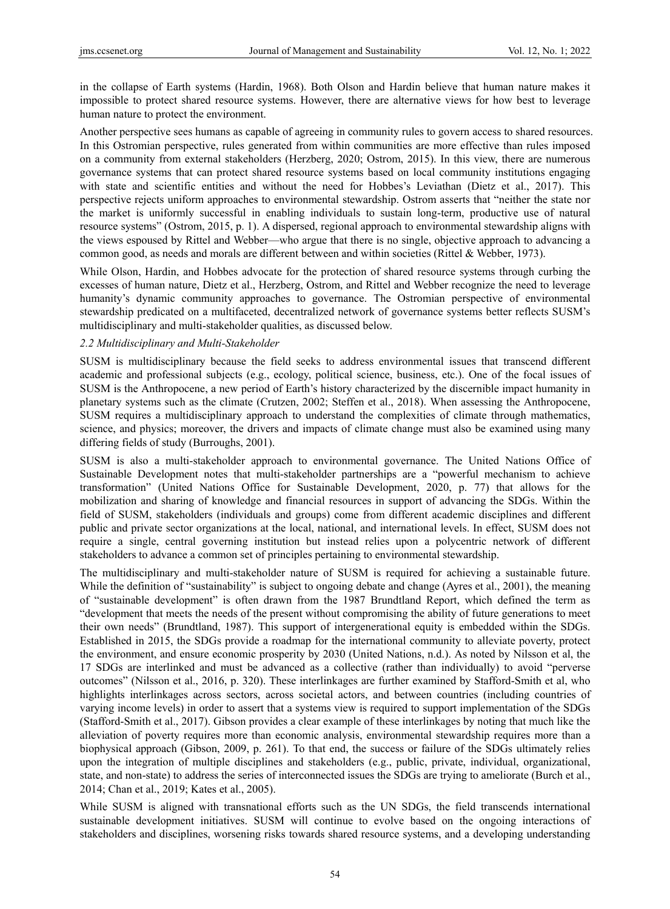in the collapse of Earth systems (Hardin, 1968). Both Olson and Hardin believe that human nature makes it impossible to protect shared resource systems. However, there are alternative views for how best to leverage human nature to protect the environment.

Another perspective sees humans as capable of agreeing in community rules to govern access to shared resources. In this Ostromian perspective, rules generated from within communities are more effective than rules imposed on a community from external stakeholders (Herzberg, 2020; Ostrom, 2015). In this view, there are numerous governance systems that can protect shared resource systems based on local community institutions engaging with state and scientific entities and without the need for Hobbes's Leviathan (Dietz et al., 2017). This perspective rejects uniform approaches to environmental stewardship. Ostrom asserts that "neither the state nor the market is uniformly successful in enabling individuals to sustain long-term, productive use of natural resource systems" (Ostrom, 2015, p. 1). A dispersed, regional approach to environmental stewardship aligns with the views espoused by Rittel and Webber—who argue that there is no single, objective approach to advancing a common good, as needs and morals are different between and within societies (Rittel & Webber, 1973).

While Olson, Hardin, and Hobbes advocate for the protection of shared resource systems through curbing the excesses of human nature, Dietz et al., Herzberg, Ostrom, and Rittel and Webber recognize the need to leverage humanity's dynamic community approaches to governance. The Ostromian perspective of environmental stewardship predicated on a multifaceted, decentralized network of governance systems better reflects SUSM's multidisciplinary and multi-stakeholder qualities, as discussed below.

### *2.2 Multidisciplinary and Multi-Stakeholder*

SUSM is multidisciplinary because the field seeks to address environmental issues that transcend different academic and professional subjects (e.g., ecology, political science, business, etc.). One of the focal issues of SUSM is the Anthropocene, a new period of Earth's history characterized by the discernible impact humanity in planetary systems such as the climate (Crutzen, 2002; Steffen et al., 2018). When assessing the Anthropocene, SUSM requires a multidisciplinary approach to understand the complexities of climate through mathematics, science, and physics; moreover, the drivers and impacts of climate change must also be examined using many differing fields of study (Burroughs, 2001).

SUSM is also a multi-stakeholder approach to environmental governance. The United Nations Office of Sustainable Development notes that multi-stakeholder partnerships are a "powerful mechanism to achieve transformation" (United Nations Office for Sustainable Development, 2020, p. 77) that allows for the mobilization and sharing of knowledge and financial resources in support of advancing the SDGs. Within the field of SUSM, stakeholders (individuals and groups) come from different academic disciplines and different public and private sector organizations at the local, national, and international levels. In effect, SUSM does not require a single, central governing institution but instead relies upon a polycentric network of different stakeholders to advance a common set of principles pertaining to environmental stewardship.

The multidisciplinary and multi-stakeholder nature of SUSM is required for achieving a sustainable future. While the definition of "sustainability" is subject to ongoing debate and change (Ayres et al., 2001), the meaning of "sustainable development" is often drawn from the 1987 Brundtland Report, which defined the term as "development that meets the needs of the present without compromising the ability of future generations to meet their own needs" (Brundtland, 1987). This support of intergenerational equity is embedded within the SDGs. Established in 2015, the SDGs provide a roadmap for the international community to alleviate poverty, protect the environment, and ensure economic prosperity by 2030 (United Nations, n.d.). As noted by Nilsson et al, the 17 SDGs are interlinked and must be advanced as a collective (rather than individually) to avoid "perverse outcomes" (Nilsson et al., 2016, p. 320). These interlinkages are further examined by Stafford-Smith et al, who highlights interlinkages across sectors, across societal actors, and between countries (including countries of varying income levels) in order to assert that a systems view is required to support implementation of the SDGs (Stafford-Smith et al., 2017). Gibson provides a clear example of these interlinkages by noting that much like the alleviation of poverty requires more than economic analysis, environmental stewardship requires more than a biophysical approach (Gibson, 2009, p. 261). To that end, the success or failure of the SDGs ultimately relies upon the integration of multiple disciplines and stakeholders (e.g., public, private, individual, organizational, state, and non-state) to address the series of interconnected issues the SDGs are trying to ameliorate (Burch et al., 2014; Chan et al., 2019; Kates et al., 2005).

While SUSM is aligned with transnational efforts such as the UN SDGs, the field transcends international sustainable development initiatives. SUSM will continue to evolve based on the ongoing interactions of stakeholders and disciplines, worsening risks towards shared resource systems, and a developing understanding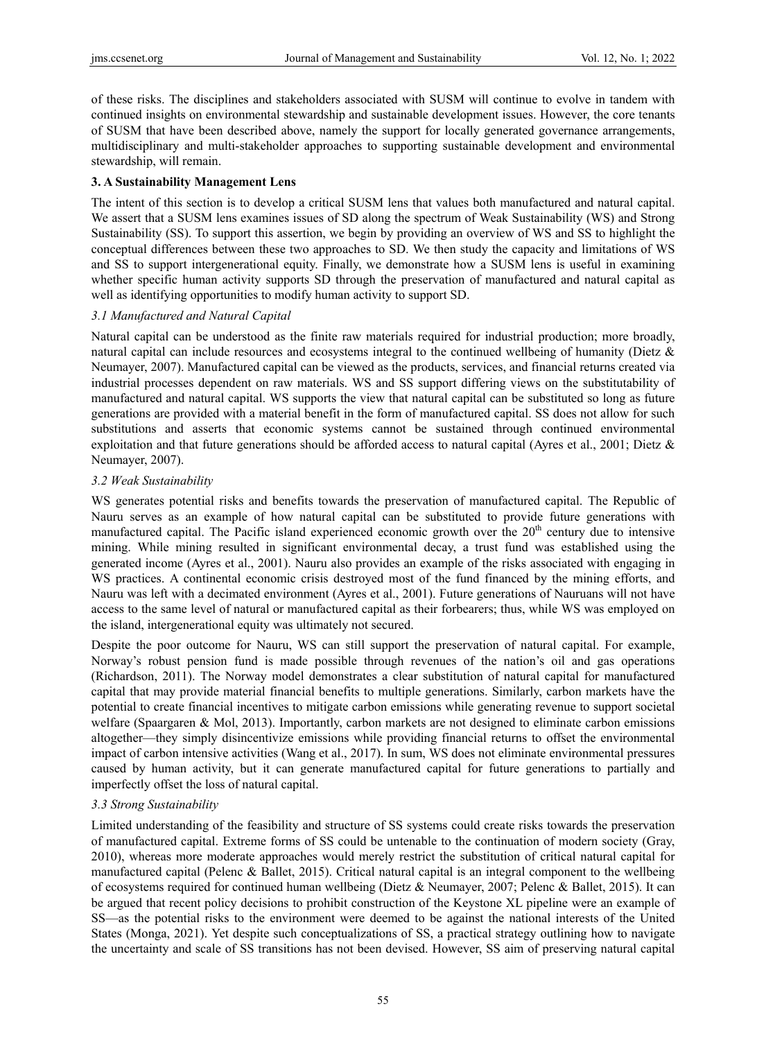of these risks. The disciplines and stakeholders associated with SUSM will continue to evolve in tandem with continued insights on environmental stewardship and sustainable development issues. However, the core tenants of SUSM that have been described above, namely the support for locally generated governance arrangements, multidisciplinary and multi-stakeholder approaches to supporting sustainable development and environmental stewardship, will remain.

## 3. A Sustainability Management Lens

The intent of this section is to develop a critical SUSM lens that values both manufactured and natural capital. We assert that a SUSM lens examines issues of SD along the spectrum of Weak Sustainability (WS) and Strong Sustainability (SS). To support this assertion, we begin by providing an overview of WS and SS to highlight the conceptual differences between these two approaches to SD. We then study the capacity and limitations of WS and SS to support intergenerational equity. Finally, we demonstrate how a SUSM lens is useful in examining whether specific human activity supports SD through the preservation of manufactured and natural capital as well as identifying opportunities to modify human activity to support SD.

### *3.1 Manufactured and Natural Capital*

Natural capital can be understood as the finite raw materials required for industrial production; more broadly, natural capital can include resources and ecosystems integral to the continued wellbeing of humanity (Dietz & Neumayer, 2007). Manufactured capital can be viewed as the products, services, and financial returns created via industrial processes dependent on raw materials. WS and SS support differing views on the substitutability of manufactured and natural capital. WS supports the view that natural capital can be substituted so long as future generations are provided with a material benefit in the form of manufactured capital. SS does not allow for such substitutions and asserts that economic systems cannot be sustained through continued environmental exploitation and that future generations should be afforded access to natural capital (Ayres et al., 2001; Dietz & Neumayer, 2007).

### *3.2 Weak Sustainability*

WS generates potential risks and benefits towards the preservation of manufactured capital. The Republic of Nauru serves as an example of how natural capital can be substituted to provide future generations with manufactured capital. The Pacific island experienced economic growth over the 20th century due to intensive mining. While mining resulted in significant environmental decay, a trust fund was established using the generated income (Ayres et al., 2001). Nauru also provides an example of the risks associated with engaging in WS practices. A continental economic crisis destroyed most of the fund financed by the mining efforts, and Nauru was left with a decimated environment (Ayres et al., 2001). Future generations of Nauruans will not have access to the same level of natural or manufactured capital as their forbearers; thus, while WS was employed on the island, intergenerational equity was ultimately not secured.

Despite the poor outcome for Nauru, WS can still support the preservation of natural capital. For example, Norway's robust pension fund is made possible through revenues of the nation's oil and gas operations (Richardson, 2011). The Norway model demonstrates a clear substitution of natural capital for manufactured capital that may provide material financial benefits to multiple generations. Similarly, carbon markets have the potential to create financial incentives to mitigate carbon emissions while generating revenue to support societal welfare (Spaargaren & Mol, 2013). Importantly, carbon markets are not designed to eliminate carbon emissions altogether—they simply disincentivize emissions while providing financial returns to offset the environmental impact of carbon intensive activities (Wang et al., 2017). In sum, WS does not eliminate environmental pressures caused by human activity, but it can generate manufactured capital for future generations to partially and imperfectly offset the loss of natural capital.

### *3.3 Strong Sustainability*

Limited understanding of the feasibility and structure of SS systems could create risks towards the preservation of manufactured capital. Extreme forms of SS could be untenable to the continuation of modern society (Gray, 2010), whereas more moderate approaches would merely restrict the substitution of critical natural capital for manufactured capital (Pelenc & Ballet, 2015). Critical natural capital is an integral component to the wellbeing of ecosystems required for continued human wellbeing (Dietz & Neumayer, 2007; Pelenc & Ballet, 2015). It can be argued that recent policy decisions to prohibit construction of the Keystone XL pipeline were an example of SS—as the potential risks to the environment were deemed to be against the national interests of the United States (Monga, 2021). Yet despite such conceptualizations of SS, a practical strategy outlining how to navigate the uncertainty and scale of SS transitions has not been devised. However, SS aim of preserving natural capital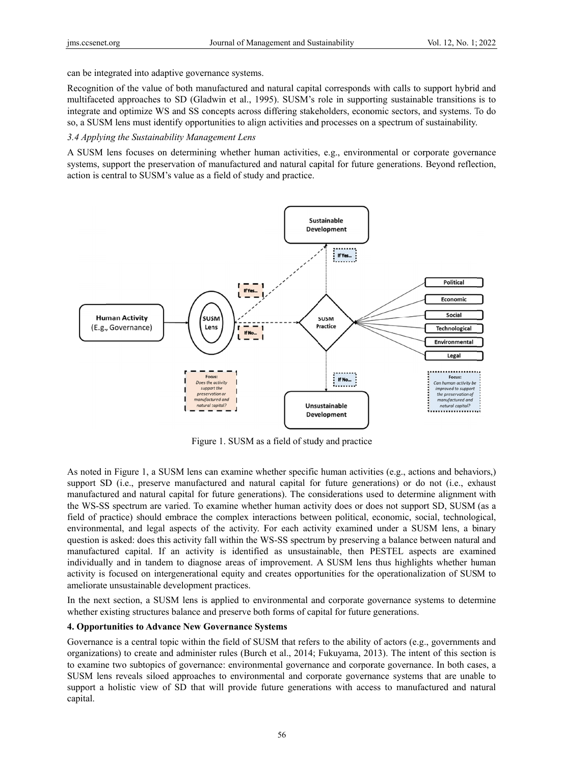can be integrated into adaptive governance systems.

Recognition of the value of both manufactured and natural capital corresponds with calls to support hybrid and multifaceted approaches to SD (Gladwin et al., 1995). SUSM's role in supporting sustainable transitions is to integrate and optimize WS and SS concepts across differing stakeholders, economic sectors, and systems. To do so, a SUSM lens must identify opportunities to align activities and processes on a spectrum of sustainability.

### 3.4 Applying the Sustainability Management Lens

A SUSM lens focuses on determining whether human activities, e.g., environmental or corporate governance systems, support the preservation of manufactured and natural capital for future generations. Beyond reflection, action is central to SUSM's value as a field of study and practice.

Figure 1. SUSM as a field of study and practice

As noted in Figure 1, a SUSM lens can examine whether specific human activities (e.g., actions and behaviors,) support SD (i.e., preserve manufactured and natural capital for future generations) or do not (i.e., exhaust manufactured and natural capital for future generations). The considerations used to determine alignment with the WS-SS spectrum are varied. To examine whether human activity does or does not support SD, SUSM (as a field of practice) should embrace the complex interactions between political, economic, social, technological, environmental, and legal aspects of the activity. For each activity examined under a SUSM lens, a binary question is asked: does this activity fall within the WS-SS spectrum by preserving a balance between natural and manufactured capital. If an activity is identified as unsustainable, then PESTEL aspects are examined individually and in tandem to diagnose areas of improvement. A SUSM lens thus highlights whether human activity is focused on intergenerational equity and creates opportunities for the operationalization of SUSM to ameliorate unsustainable development practices.

In the next section, a SUSM lens is applied to environmental and corporate governance systems to determine whether existing structures balance and preserve both forms of capital for future generations.

## 4. Opportunities to Advance New Governance Systems

Governance is a central topic within the field of SUSM that refers to the ability of actors (e.g., governments and organizations) to create and administer rules (Burch et al., 2014; Fukuyama, 2013). The intent of this section is to examine two subtopics of governance: environmental governance and corporate governance. In both cases, a SUSM lens reveals siloed approaches to environmental and corporate governance systems that are unable to support a holistic view of SD that will provide future generations with access to manufactured and natural capital.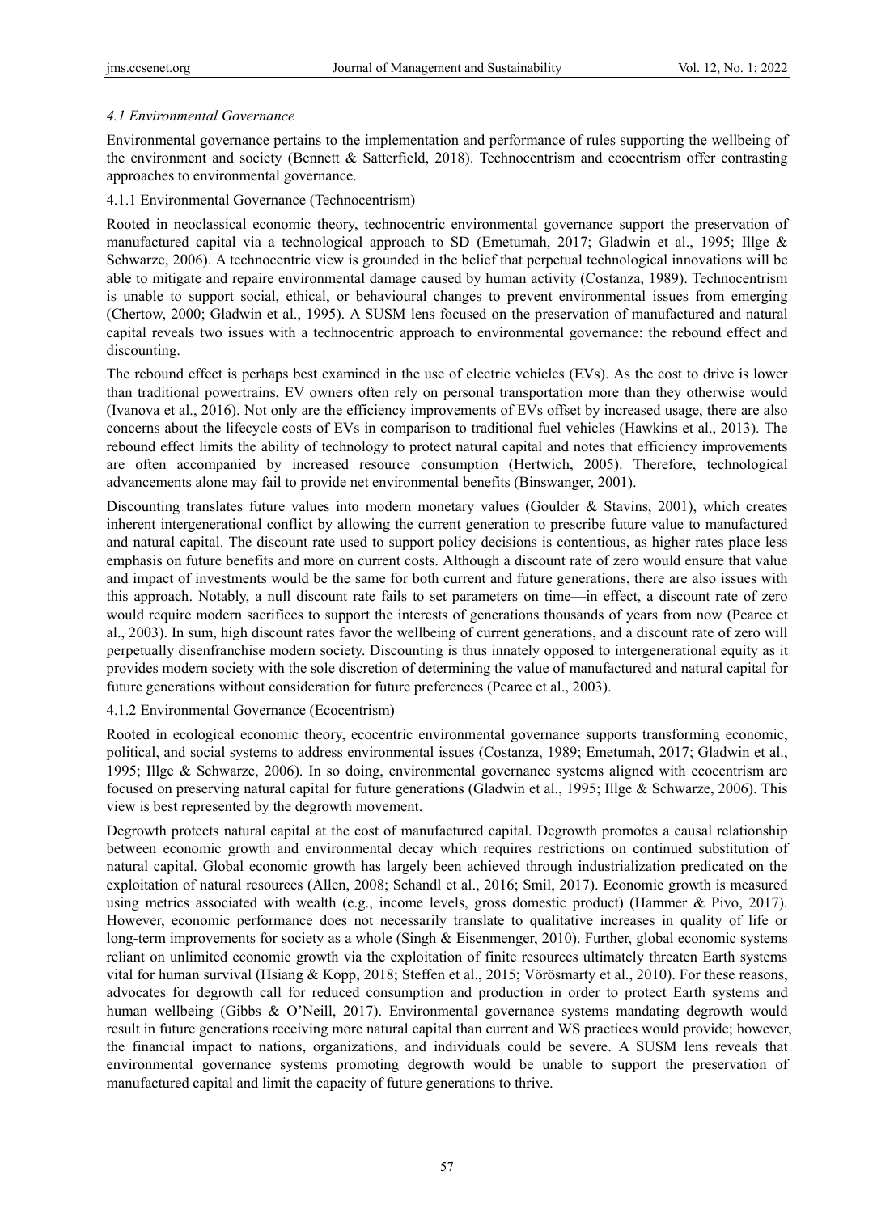### *4.1 Environmental Governance*

Environmental governance pertains to the implementation and performance of rules supporting the wellbeing of the environment and society (Bennett & Satterfield, 2018). Technocentrism and ecocentrism offer contrasting approaches to environmental governance.

#### 4.1.1 Environmental Governance (Technocentrism)

Rooted in neoclassical economic theory, technocentric environmental governance support the preservation of manufactured capital via a technological approach to SD (Emetumah, 2017; Gladwin et al., 1995; Illge & Schwarze, 2006). A technocentric view is grounded in the belief that perpetual technological innovations will be able to mitigate and repaire environmental damage caused by human activity (Costanza, 1989). Technocentrism is unable to support social, ethical, or behavioural changes to prevent environmental issues from emerging (Chertow, 2000; Gladwin et al., 1995). A SUSM lens focused on the preservation of manufactured and natural capital reveals two issues with a technocentric approach to environmental governance: the rebound effect and discounting.

The rebound effect is perhaps best examined in the use of electric vehicles (EVs). As the cost to drive is lower than traditional powertrains, EV owners often rely on personal transportation more than they otherwise would (Ivanova et al., 2016). Not only are the efficiency improvements of EVs offset by increased usage, there are also concerns about the lifecycle costs of EVs in comparison to traditional fuel vehicles (Hawkins et al., 2013). The rebound effect limits the ability of technology to protect natural capital and notes that efficiency improvements are often accompanied by increased resource consumption (Hertwich, 2005). Therefore, technological advancements alone may fail to provide net environmental benefits (Binswanger, 2001).

Discounting translates future values into modern monetary values (Goulder & Stavins, 2001), which creates inherent intergenerational conflict by allowing the current generation to prescribe future value to manufactured and natural capital. The discount rate used to support policy decisions is contentious, as higher rates place less emphasis on future benefits and more on current costs. Although a discount rate of zero would ensure that value and impact of investments would be the same for both current and future generations, there are also issues with this approach. Notably, a null discount rate fails to set parameters on time—in effect, a discount rate of zero would require modern sacrifices to support the interests of generations thousands of years from now (Pearce et al., 2003). In sum, high discount rates favor the wellbeing of current generations, and a discount rate of zero will perpetually disenfranchise modern society. Discounting is thus innately opposed to intergenerational equity as it provides modern society with the sole discretion of determining the value of manufactured and natural capital for future generations without consideration for future preferences (Pearce et al., 2003).

#### 4.1.2 Environmental Governance (Ecocentrism)

Rooted in ecological economic theory, ecocentric environmental governance supports transforming economic, political, and social systems to address environmental issues (Costanza, 1989; Emetumah, 2017; Gladwin et al., 1995; Illge & Schwarze, 2006). In so doing, environmental governance systems aligned with ecocentrism are focused on preserving natural capital for future generations (Gladwin et al., 1995; Illge & Schwarze, 2006). This view is best represented by the degrowth movement.

Degrowth protects natural capital at the cost of manufactured capital. Degrowth promotes a causal relationship between economic growth and environmental decay which requires restrictions on continued substitution of natural capital. Global economic growth has largely been achieved through industrialization predicated on the exploitation of natural resources (Allen, 2008; Schandl et al., 2016; Smil, 2017). Economic growth is measured using metrics associated with wealth (e.g., income levels, gross domestic product) (Hammer & Pivo, 2017). However, economic performance does not necessarily translate to qualitative increases in quality of life or long-term improvements for society as a whole (Singh & Eisenmenger, 2010). Further, global economic systems reliant on unlimited economic growth via the exploitation of finite resources ultimately threaten Earth systems vital for human survival (Hsiang & Kopp, 2018; Steffen et al., 2015; Vörösmarty et al., 2010). For these reasons, advocates for degrowth call for reduced consumption and production in order to protect Earth systems and human wellbeing (Gibbs & O'Neill, 2017). Environmental governance systems mandating degrowth would result in future generations receiving more natural capital than current and WS practices would provide; however, the financial impact to nations, organizations, and individuals could be severe. A SUSM lens reveals that environmental governance systems promoting degrowth would be unable to support the preservation of manufactured capital and limit the capacity of future generations to thrive.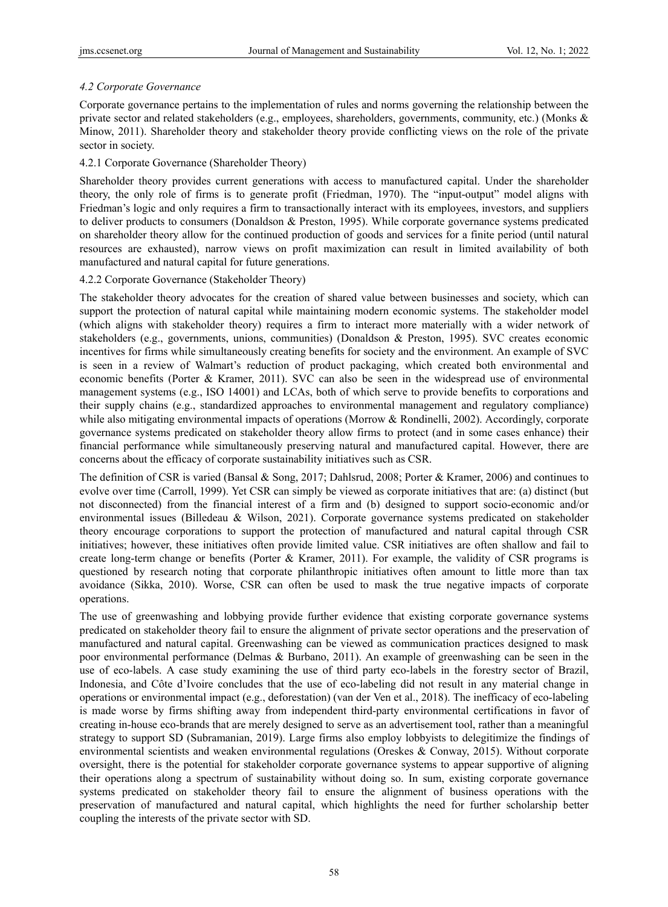### *4.2 Corporate Governance*

Corporate governance pertains to the implementation of rules and norms governing the relationship between the private sector and related stakeholders (e.g., employees, shareholders, governments, community, etc.) (Monks & Minow, 2011). Shareholder theory and stakeholder theory provide conflicting views on the role of the private sector in society.

#### 4.2.1 Corporate Governance (Shareholder Theory)

Shareholder theory provides current generations with access to manufactured capital. Under the shareholder theory, the only role of firms is to generate profit (Friedman, 1970). The "input-output" model aligns with Friedman's logic and only requires a firm to transactionally interact with its employees, investors, and suppliers to deliver products to consumers (Donaldson & Preston, 1995). While corporate governance systems predicated on shareholder theory allow for the continued production of goods and services for a finite period (until natural resources are exhausted), narrow views on profit maximization can result in limited availability of both manufactured and natural capital for future generations.

#### 4.2.2 Corporate Governance (Stakeholder Theory)

The stakeholder theory advocates for the creation of shared value between businesses and society, which can support the protection of natural capital while maintaining modern economic systems. The stakeholder model (which aligns with stakeholder theory) requires a firm to interact more materially with a wider network of stakeholders (e.g., governments, unions, communities) (Donaldson & Preston, 1995). SVC creates economic incentives for firms while simultaneously creating benefits for society and the environment. An example of SVC is seen in a review of Walmart's reduction of product packaging, which created both environmental and economic benefits (Porter & Kramer, 2011). SVC can also be seen in the widespread use of environmental management systems (e.g., ISO 14001) and LCAs, both of which serve to provide benefits to corporations and their supply chains (e.g., standardized approaches to environmental management and regulatory compliance) while also mitigating environmental impacts of operations (Morrow & Rondinelli, 2002). Accordingly, corporate governance systems predicated on stakeholder theory allow firms to protect (and in some cases enhance) their financial performance while simultaneously preserving natural and manufactured capital. However, there are concerns about the efficacy of corporate sustainability initiatives such as CSR.

The definition of CSR is varied (Bansal & Song, 2017; Dahlsrud, 2008; Porter & Kramer, 2006) and continues to evolve over time (Carroll, 1999). Yet CSR can simply be viewed as corporate initiatives that are: (a) distinct (but not disconnected) from the financial interest of a firm and (b) designed to support socio-economic and/or environmental issues (Billedeau & Wilson, 2021). Corporate governance systems predicated on stakeholder theory encourage corporations to support the protection of manufactured and natural capital through CSR initiatives; however, these initiatives often provide limited value. CSR initiatives are often shallow and fail to create long-term change or benefits (Porter & Kramer, 2011). For example, the validity of CSR programs is questioned by research noting that corporate philanthropic initiatives often amount to little more than tax avoidance (Sikka, 2010). Worse, CSR can often be used to mask the true negative impacts of corporate operations.

The use of greenwashing and lobbying provide further evidence that existing corporate governance systems predicated on stakeholder theory fail to ensure the alignment of private sector operations and the preservation of manufactured and natural capital. Greenwashing can be viewed as communication practices designed to mask poor environmental performance (Delmas & Burbano, 2011). An example of greenwashing can be seen in the use of eco-labels. A case study examining the use of third party eco-labels in the forestry sector of Brazil, Indonesia, and Côte d'Ivoire concludes that the use of eco-labeling did not result in any material change in operations or environmental impact (e.g., deforestation) (van der Ven et al., 2018). The inefficacy of eco-labeling is made worse by firms shifting away from independent third-party environmental certifications in favor of creating in-house eco-brands that are merely designed to serve as an advertisement tool, rather than a meaningful strategy to support SD (Subramanian, 2019). Large firms also employ lobbyists to delegitimize the findings of environmental scientists and weaken environmental regulations (Oreskes & Conway, 2015). Without corporate oversight, there is the potential for stakeholder corporate governance systems to appear supportive of aligning their operations along a spectrum of sustainability without doing so. In sum, existing corporate governance systems predicated on stakeholder theory fail to ensure the alignment of business operations with the preservation of manufactured and natural capital, which highlights the need for further scholarship better coupling the interests of the private sector with SD.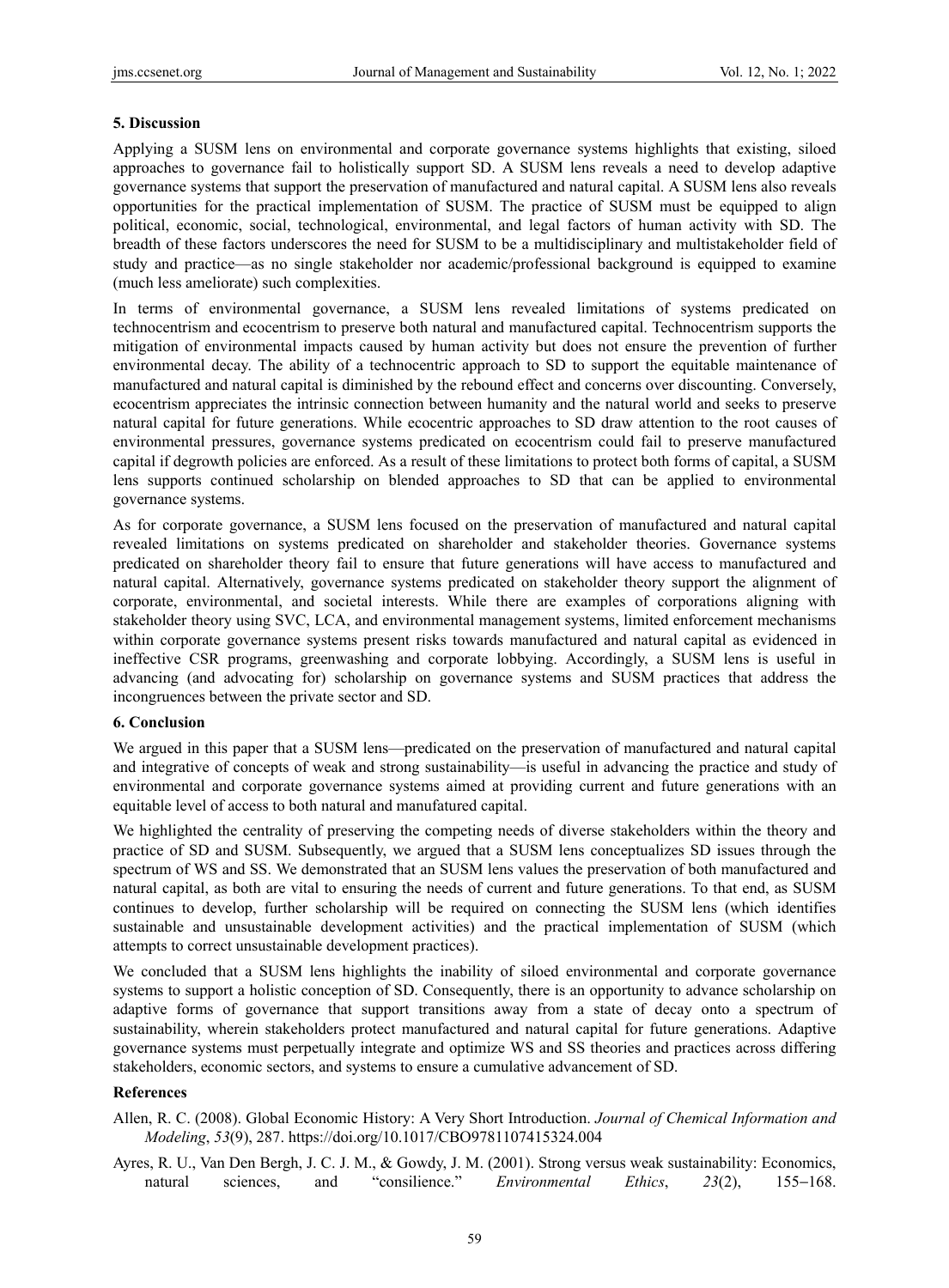**5. Discussion**

Applying a SUSM lens on environmental and corporate governance systems highlights that existing, siloed approaches to governance fail to holistically support SD. A SUSM lens reveals a need to develop adaptive governance systems that support the preservation of manufactured and natural capital. A SUSM lens also reveals opportunities for the practical implementation of SUSM. The practice of SUSM must be equipped to align political, economic, social, technological, environmental, and legal factors of human activity with SD. The breadth of these factors underscores the need for SUSM to be a multidisciplinary and multistakeholder field of study and practice—as no single stakeholder nor academic/professional background is equipped to examine (much less ameliorate) such complexities.

In terms of environmental governance, a SUSM lens revealed limitations of systems predicated on technocentrism and ecocentrism to preserve both natural and manufactured capital. Technocentrism supports the mitigation of environmental impacts caused by human activity but does not ensure the prevention of further environmental decay. The ability of a technocentric approach to SD to support the equitable maintenance of manufactured and natural capital is diminished by the rebound effect and concerns over discounting. Conversely, ecocentrism appreciates the intrinsic connection between humanity and the natural world and seeks to preserve natural capital for future generations. While ecocentric approaches to SD draw attention to the root causes of environmental pressures, governance systems predicated on ecocentrism could fail to preserve manufactured capital if degrowth policies are enforced. As a result of these limitations to protect both forms of capital, a SUSM lens supports continued scholarship on blended approaches to SD that can be applied to environmental governance systems.

As for corporate governance, a SUSM lens focused on the preservation of manufactured and natural capital revealed limitations on systems predicated on shareholder and stakeholder theories. Governance systems predicated on shareholder theory fail to ensure that future generations will have access to manufactured and natural capital. Alternatively, governance systems predicated on stakeholder theory support the alignment of corporate, environmental, and societal interests. While there are examples of corporations aligning with stakeholder theory using SVC, LCA, and environmental management systems, limited enforcement mechanisms within corporate governance systems present risks towards manufactured and natural capital as evidenced in ineffective CSR programs, greenwashing and corporate lobbying. Accordingly, a SUSM lens is useful in advancing (and advocating for) scholarship on governance systems and SUSM practices that address the incongruences between the private sector and SD.

**6. Conclusion**

We argued in this paper that a SUSM lens—predicated on the preservation of manufactured and natural capital and integrative of concepts of weak and strong sustainability—is useful in advancing the practice and study of environmental and corporate governance systems aimed at providing current and future generations with an equitable level of access to both natural and manufatured capital.

We highlighted the centrality of preserving the competing needs of diverse stakeholders within the theory and practice of SD and SUSM. Subsequently, we argued that a SUSM lens conceptualizes SD issues through the spectrum of WS and SS. We demonstrated that an SUSM lens values the preservation of both manufactured and natural capital, as both are vital to ensuring the needs of current and future generations. To that end, as SUSM continues to develop, further scholarship will be required on connecting the SUSM lens (which identifies sustainable and unsustainable development activities) and the practical implementation of SUSM (which attempts to correct unsustainable development practices).

We concluded that a SUSM lens highlights the inability of siloed environmental and corporate governance systems to support a holistic conception of SD. Consequently, there is an opportunity to advance scholarship on adaptive forms of governance that support transitions away from a state of decay onto a spectrum of sustainability, wherein stakeholders protect manufactured and natural capital for future generations. Adaptive governance systems must perpetually integrate and optimize WS and SS theories and practices across differing stakeholders, economic sectors, and systems to ensure a cumulative advancement of SD.

**References**

Allen, R. C. (2008). Global Economic History: A Very Short Introduction. *Journal of Chemical Information and Modeling*, *53*(9), 287. https://doi.org/10.1017/CBO9781107415324.004

Ayres, R. U., Van Den Bergh, J. C. J. M., & Gowdy, J. M. (2001). Strong versus weak sustainability: Economics, natural sciences, and "consilience." *Environmental Ethics*, *23*(2), 155–168.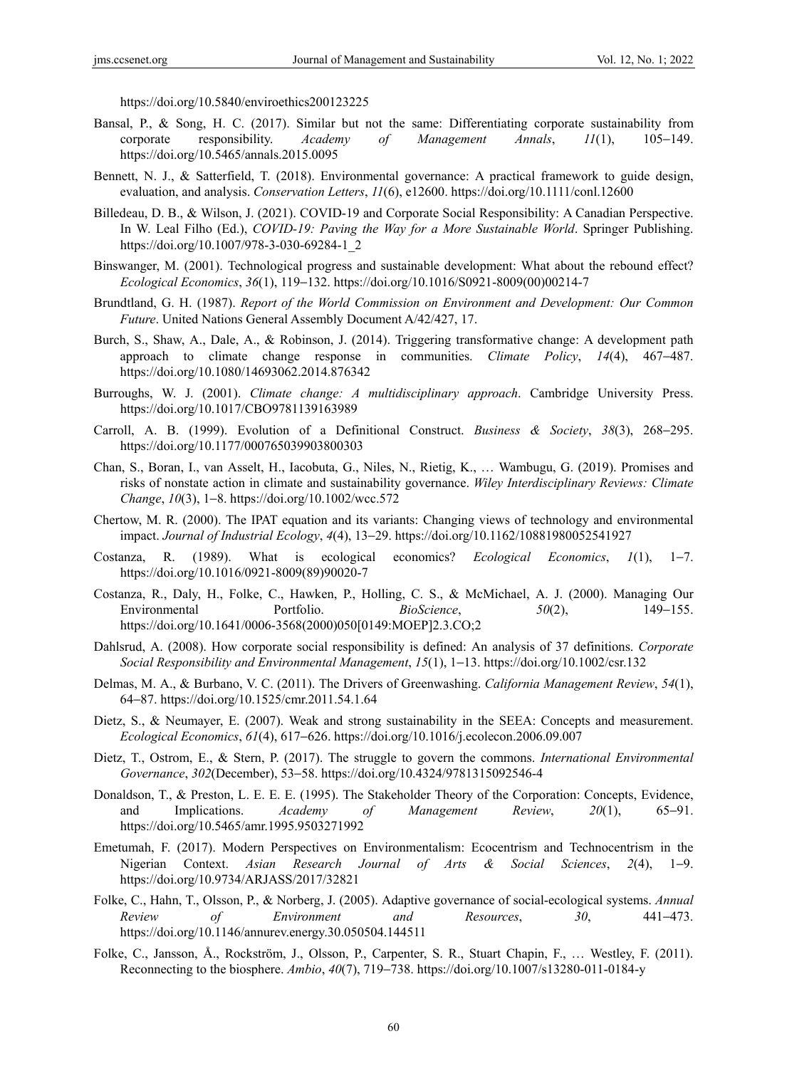https://doi.org/10.5840/enviroethics200123225

Bansal, P., & Song, H. C. (2017). Similar but not the same: Differentiating corporate sustainability from corporate responsibility. *Academy of Management Annals*, *11*(1), 105‒149. https://doi.org/10.5465/annals.2015.0095

Bennett, N. J., & Satterfield, T. (2018). Environmental governance: A practical framework to guide design, evaluation, and analysis. *Conservation Letters*, *11*(6), e12600. https://doi.org/10.1111/conl.12600

Billedeau, D. B., & Wilson, J. (2021). COVID-19 and Corporate Social Responsibility: A Canadian Perspective. In W. Leal Filho (Ed.), *COVID-19: Paving the Way for a More Sustainable World*. Springer Publishing. https://doi.org/10.1007/978-3-030-69284-1_2

Binswanger, M. (2001). Technological progress and sustainable development: What about the rebound effect? *Ecological Economics*, *36*(1), 119‒132. https://doi.org/10.1016/S0921-8009(00)00214-7

Brundtland, G. H. (1987). *Report of the World Commission on Environment and Development: Our Common Future*. United Nations General Assembly Document A/42/427, 17.

Burch, S., Shaw, A., Dale, A., & Robinson, J. (2014). Triggering transformative change: A development path approach to climate change response in communities. *Climate Policy*, *14*(4), 467‒487. https://doi.org/10.1080/14693062.2014.876342

Burroughs, W. J. (2001). *Climate change: A multidisciplinary approach*. Cambridge University Press. https://doi.org/10.1017/CBO9781139163989

Carroll, A. B. (1999). Evolution of a Definitional Construct. *Business & Society*, *38*(3), 268‒295. https://doi.org/10.1177/000765039903800303

Chan, S., Boran, I., van Asselt, H., Iacobuta, G., Niles, N., Rietig, K., … Wambugu, G. (2019). Promises and risks of nonstate action in climate and sustainability governance. *Wiley Interdisciplinary Reviews: Climate Change*, *10*(3), 1‒8. https://doi.org/10.1002/wcc.572

Chertow, M. R. (2000). The IPAT equation and its variants: Changing views of technology and environmental impact. *Journal of Industrial Ecology*, *4*(4), 13‒29. https://doi.org/10.1162/10881980052541927

Costanza, R. (1989). What is ecological economics? *Ecological Economics*, *1*(1), 1‒7. https://doi.org/10.1016/0921-8009(89)90020-7

Costanza, R., Daly, H., Folke, C., Hawken, P., Holling, C. S., & McMichael, A. J. (2000). Managing Our Environmental Portfolio. *BioScience*, *50*(2), 149‒155. https://doi.org/10.1641/0006-3568(2000)050[0149:MOEP]2.3.CO;2

Dahlsrud, A. (2008). How corporate social responsibility is defined: An analysis of 37 definitions. *Corporate Social Responsibility and Environmental Management*, *15*(1), 1‒13. https://doi.org/10.1002/csr.132

Delmas, M. A., & Burbano, V. C. (2011). The Drivers of Greenwashing. *California Management Review*, *54*(1), 64‒87. https://doi.org/10.1525/cmr.2011.54.1.64

Dietz, S., & Neumayer, E. (2007). Weak and strong sustainability in the SEEA: Concepts and measurement. *Ecological Economics*, *61*(4), 617‒626. https://doi.org/10.1016/j.ecolecon.2006.09.007

Dietz, T., Ostrom, E., & Stern, P. (2017). The struggle to govern the commons. *International Environmental Governance*, *302*(December), 53‒58. https://doi.org/10.4324/9781315092546-4

Donaldson, T., & Preston, L. E. E. E. (1995). The Stakeholder Theory of the Corporation: Concepts, Evidence, and Implications. *Academy of Management Review*, *20*(1), 65‒91. https://doi.org/10.5465/amr.1995.9503271992

Emetumah, F. (2017). Modern Perspectives on Environmentalism: Ecocentrism and Technocentrism in the Nigerian Context. *Asian Research Journal of Arts & Social Sciences*, *2*(4), 1‒9. https://doi.org/10.9734/ARJASS/2017/32821

Folke, C., Hahn, T., Olsson, P., & Norberg, J. (2005). Adaptive governance of social-ecological systems. *Annual Review of Environment and Resources*, *30*, 441‒473. https://doi.org/10.1146/annurev.energy.30.050504.144511

Folke, C., Jansson, Å., Rockström, J., Olsson, P., Carpenter, S. R., Stuart Chapin, F., … Westley, F. (2011). Reconnecting to the biosphere. *Ambio*, *40*(7), 719‒738. https://doi.org/10.1007/s13280-011-0184-y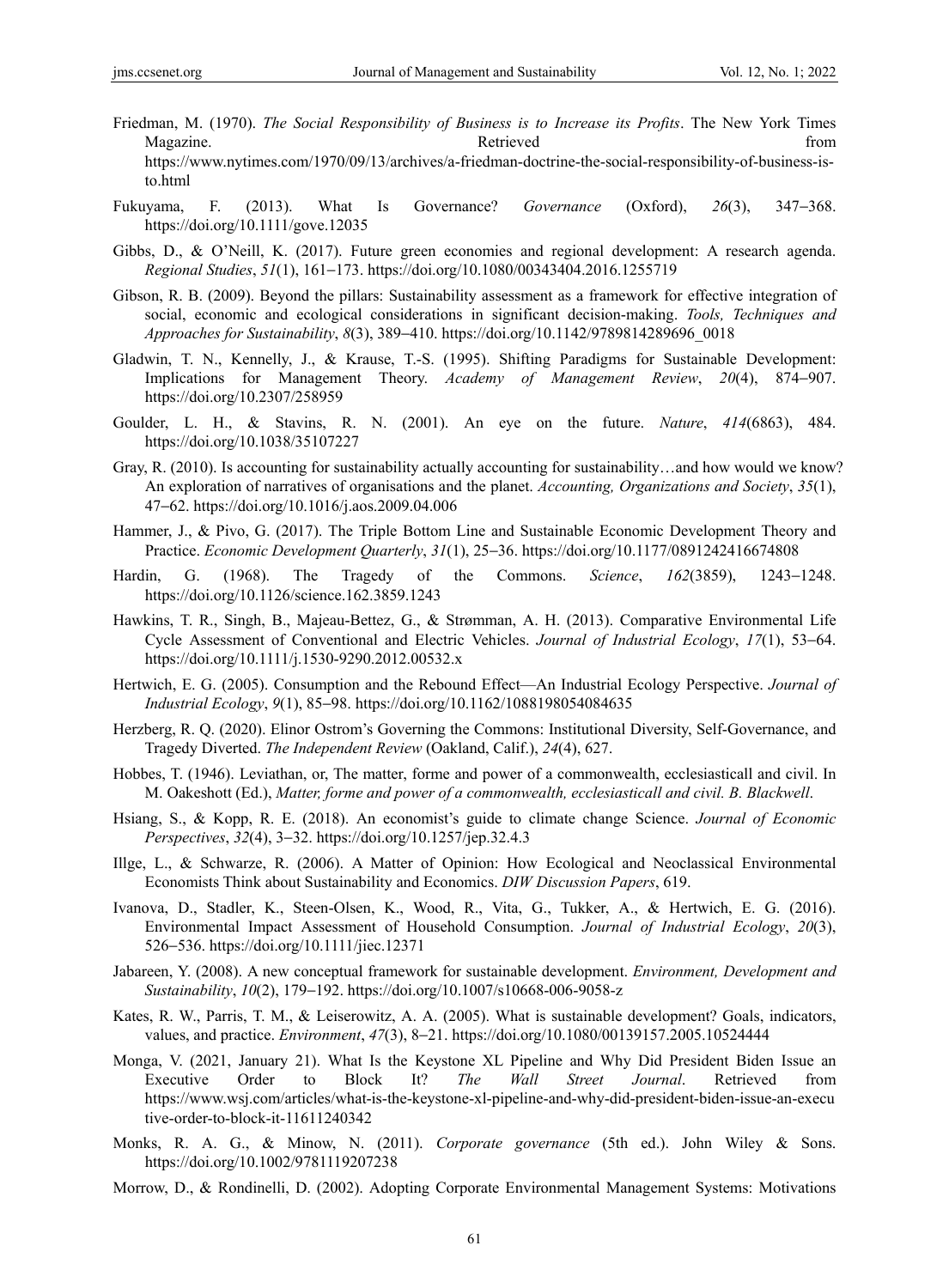Friedman, M. (1970). *The Social Responsibility of Business is to Increase its Profits*. The New York Times Magazine. Retrieved from https://www.nytimes.com/1970/09/13/archives/a-friedman-doctrine-the-social-responsibility-of-business-is-to.html

Fukuyama, F. (2013). What Is Governance? *Governance* (Oxford), *26*(3), 347–368. https://doi.org/10.1111/gove.12035

Gibbs, D., & O'Neill, K. (2017). Future green economies and regional development: A research agenda. *Regional Studies*, *51*(1), 161–173. https://doi.org/10.1080/00343404.2016.1255719

Gibson, R. B. (2009). Beyond the pillars: Sustainability assessment as a framework for effective integration of social, economic and ecological considerations in significant decision-making. *Tools, Techniques and Approaches for Sustainability*, *8*(3), 389–410. https://doi.org/10.1142/9789814289696_0018

Gladwin, T. N., Kennelly, J., & Krause, T.-S. (1995). Shifting Paradigms for Sustainable Development: Implications for Management Theory. *Academy of Management Review*, *20*(4), 874–907. https://doi.org/10.2307/258959

Goulder, L. H., & Stavins, R. N. (2001). An eye on the future. *Nature*, *414*(6863), 484. https://doi.org/10.1038/35107227

Gray, R. (2010). Is accounting for sustainability actually accounting for sustainability…and how would we know? An exploration of narratives of organisations and the planet. *Accounting, Organizations and Society*, *35*(1), 47–62. https://doi.org/10.1016/j.aos.2009.04.006

Hammer, J., & Pivo, G. (2017). The Triple Bottom Line and Sustainable Economic Development Theory and Practice. *Economic Development Quarterly*, *31*(1), 25–36. https://doi.org/10.1177/0891242416674808

Hardin, G. (1968). The Tragedy of the Commons. *Science*, *162*(3859), 1243–1248. https://doi.org/10.1126/science.162.3859.1243

Hawkins, T. R., Singh, B., Majeau-Bettez, G., & Strømman, A. H. (2013). Comparative Environmental Life Cycle Assessment of Conventional and Electric Vehicles. *Journal of Industrial Ecology*, *17*(1), 53–64. https://doi.org/10.1111/j.1530-9290.2012.00532.x

Hertwich, E. G. (2005). Consumption and the Rebound Effect—An Industrial Ecology Perspective. *Journal of Industrial Ecology*, *9*(1), 85–98. https://doi.org/10.1162/1088198054084635

Herzberg, R. Q. (2020). Elinor Ostrom's Governing the Commons: Institutional Diversity, Self-Governance, and Tragedy Diverted. *The Independent Review* (Oakland, Calif.), *24*(4), 627.

Hobbes, T. (1946). Leviathan, or, The matter, forme and power of a commonwealth, ecclesiasticall and civil. In M. Oakeshott (Ed.), *Matter, forme and power of a commonwealth, ecclesiasticall and civil. B. Blackwell*.

Hsiang, S., & Kopp, R. E. (2018). An economist's guide to climate change Science. *Journal of Economic Perspectives*, *32*(4), 3–32. https://doi.org/10.1257/jep.32.4.3

Illge, L., & Schwarze, R. (2006). A Matter of Opinion: How Ecological and Neoclassical Environmental Economists Think about Sustainability and Economics. *DIW Discussion Papers*, 619.

Ivanova, D., Stadler, K., Steen-Olsen, K., Wood, R., Vita, G., Tukker, A., & Hertwich, E. G. (2016). Environmental Impact Assessment of Household Consumption. *Journal of Industrial Ecology*, *20*(3), 526–536. https://doi.org/10.1111/jiec.12371

Jabareen, Y. (2008). A new conceptual framework for sustainable development. *Environment, Development and Sustainability*, *10*(2), 179–192. https://doi.org/10.1007/s10668-006-9058-z

Kates, R. W., Parris, T. M., & Leiserowitz, A. A. (2005). What is sustainable development? Goals, indicators, values, and practice. *Environment*, *47*(3), 8–21. https://doi.org/10.1080/00139157.2005.10524444

Monga, V. (2021, January 21). What Is the Keystone XL Pipeline and Why Did President Biden Issue an Executive Order to Block It? *The Wall Street Journal*. Retrieved from https://www.wsj.com/articles/what-is-the-keystone-xl-pipeline-and-why-did-president-biden-issue-an-executive-order-to-block-it-11611240342

Monks, R. A. G., & Minow, N. (2011). *Corporate governance* (5th ed.). John Wiley & Sons. https://doi.org/10.1002/9781119207238

Morrow, D., & Rondinelli, D. (2002). Adopting Corporate Environmental Management Systems: Motivations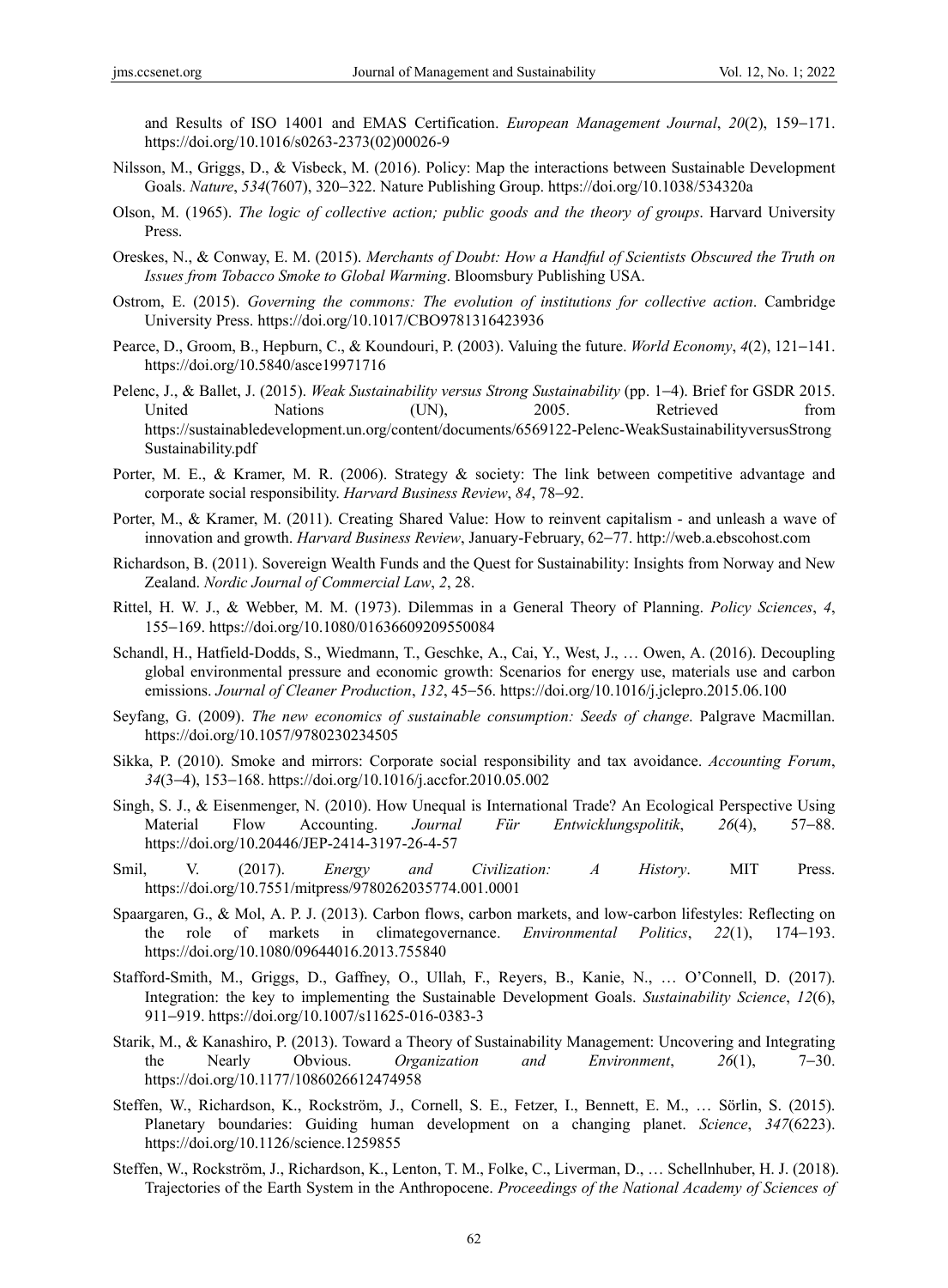and Results of ISO 14001 and EMAS Certification. *European Management Journal*, *20*(2), 159–171. https://doi.org/10.1016/s0263-2373(02)00026-9

Nilsson, M., Griggs, D., & Visbeck, M. (2016). Policy: Map the interactions between Sustainable Development Goals. *Nature*, *534*(7607), 320–322. Nature Publishing Group. https://doi.org/10.1038/534320a

Olson, M. (1965). *The logic of collective action; public goods and the theory of groups*. Harvard University Press.

Oreskes, N., & Conway, E. M. (2015). *Merchants of Doubt: How a Handful of Scientists Obscured the Truth on Issues from Tobacco Smoke to Global Warming*. Bloomsbury Publishing USA.

Ostrom, E. (2015). *Governing the commons: The evolution of institutions for collective action*. Cambridge University Press. https://doi.org/10.1017/CBO9781316423936

Pearce, D., Groom, B., Hepburn, C., & Koundouri, P. (2003). Valuing the future. *World Economy*, *4*(2), 121–141. https://doi.org/10.5840/asce19971716

Pelenc, J., & Ballet, J. (2015). *Weak Sustainability versus Strong Sustainability* (pp. 1–4). Brief for GSDR 2015. United Nations (UN), 2005. Retrieved from https://sustainabledevelopment.un.org/content/documents/6569122-Pelenc-WeakSustainabilityversusStrongSustainability.pdf

Porter, M. E., & Kramer, M. R. (2006). Strategy & society: The link between competitive advantage and corporate social responsibility. *Harvard Business Review*, *84*, 78–92.

Porter, M., & Kramer, M. (2011). Creating Shared Value: How to reinvent capitalism - and unleash a wave of innovation and growth. *Harvard Business Review*, January-February, 62–77. http://web.a.ebscohost.com

Richardson, B. (2011). Sovereign Wealth Funds and the Quest for Sustainability: Insights from Norway and New Zealand. *Nordic Journal of Commercial Law*, *2*, 28.

Rittel, H. W. J., & Webber, M. M. (1973). Dilemmas in a General Theory of Planning. *Policy Sciences*, *4*, 155–169. https://doi.org/10.1080/01636609209550084

Schandl, H., Hatfield-Dodds, S., Wiedmann, T., Geschke, A., Cai, Y., West, J., … Owen, A. (2016). Decoupling global environmental pressure and economic growth: Scenarios for energy use, materials use and carbon emissions. *Journal of Cleaner Production*, *132*, 45–56. https://doi.org/10.1016/j.jclepro.2015.06.100

Seyfang, G. (2009). *The new economics of sustainable consumption: Seeds of change*. Palgrave Macmillan. https://doi.org/10.1057/9780230234505

Sikka, P. (2010). Smoke and mirrors: Corporate social responsibility and tax avoidance. *Accounting Forum*, *34*(3–4), 153–168. https://doi.org/10.1016/j.accfor.2010.05.002

Singh, S. J., & Eisenmenger, N. (2010). How Unequal is International Trade? An Ecological Perspective Using Material Flow Accounting. *Journal Für Entwicklungspolitik*, *26*(4), 57–88. https://doi.org/10.20446/JEP-2414-3197-26-4-57

Smil, V. (2017). *Energy and Civilization: A History*. MIT Press. https://doi.org/10.7551/mitpress/9780262035774.001.0001

Spaargaren, G., & Mol, A. P. J. (2013). Carbon flows, carbon markets, and low-carbon lifestyles: Reflecting on the role of markets in climategovernance. *Environmental Politics*, *22*(1), 174–193. https://doi.org/10.1080/09644016.2013.755840

Stafford-Smith, M., Griggs, D., Gaffney, O., Ullah, F., Reyers, B., Kanie, N., … O'Connell, D. (2017). Integration: the key to implementing the Sustainable Development Goals. *Sustainability Science*, *12*(6), 911–919. https://doi.org/10.1007/s11625-016-0383-3

Starik, M., & Kanashiro, P. (2013). Toward a Theory of Sustainability Management: Uncovering and Integrating the Nearly Obvious. *Organization and Environment*, *26*(1), 7–30. https://doi.org/10.1177/1086026612474958

Steffen, W., Richardson, K., Rockström, J., Cornell, S. E., Fetzer, I., Bennett, E. M., … Sörlin, S. (2015). Planetary boundaries: Guiding human development on a changing planet. *Science*, *347*(6223). https://doi.org/10.1126/science.1259855

Steffen, W., Rockström, J., Richardson, K., Lenton, T. M., Folke, C., Liverman, D., … Schellnhuber, H. J. (2018). Trajectories of the Earth System in the Anthropocene. *Proceedings of the National Academy of Sciences of*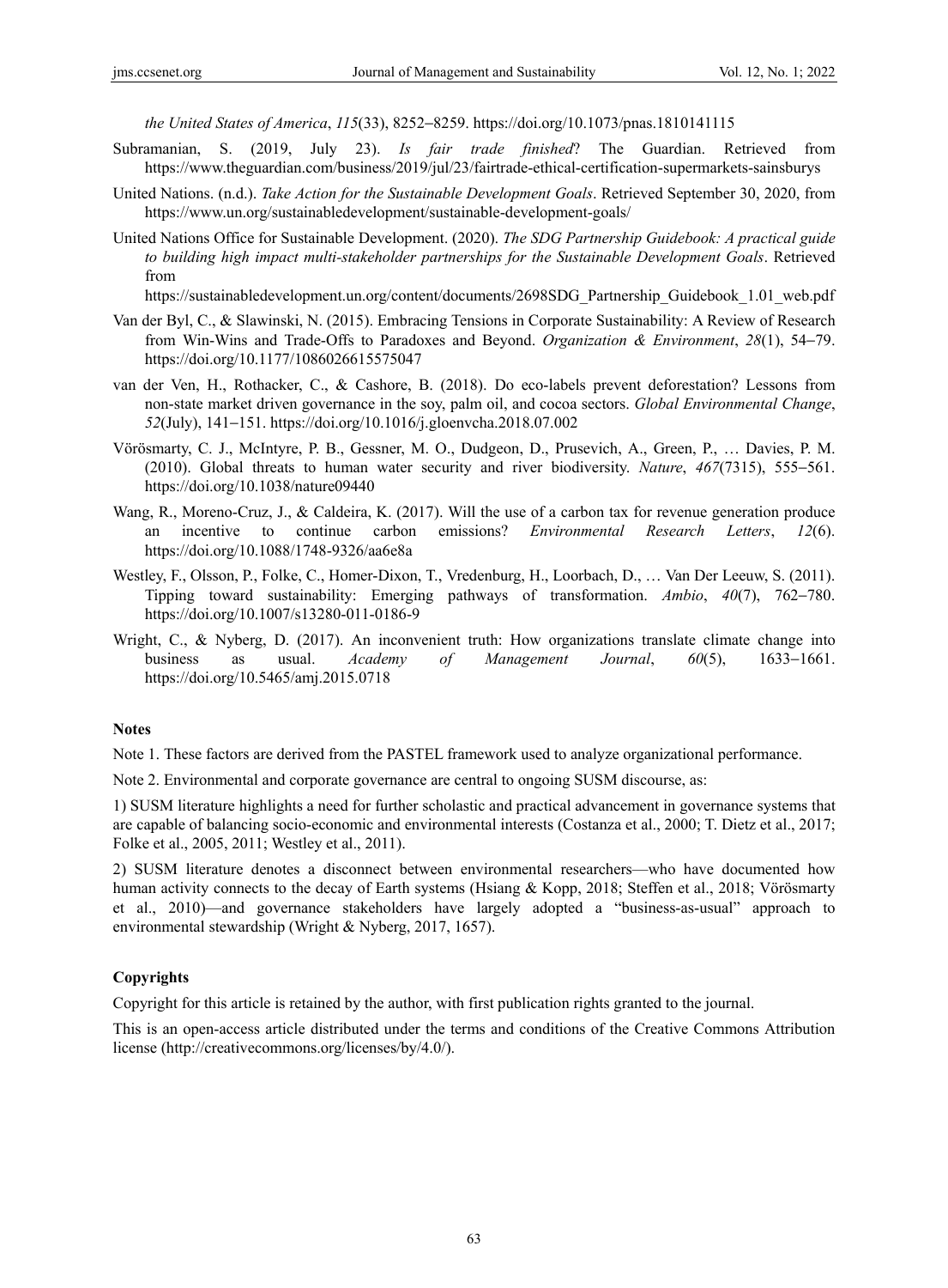*the United States of America*, *115*(33), 8252–8259. https://doi.org/10.1073/pnas.1810141115

Subramanian, S. (2019, July 23). *Is fair trade finished*? The Guardian. Retrieved from https://www.theguardian.com/business/2019/jul/23/fairtrade-ethical-certification-supermarkets-sainsburys

United Nations. (n.d.). *Take Action for the Sustainable Development Goals*. Retrieved September 30, 2020, from https://www.un.org/sustainabledevelopment/sustainable-development-goals/

United Nations Office for Sustainable Development. (2020). *The SDG Partnership Guidebook: A practical guide to building high impact multi-stakeholder partnerships for the Sustainable Development Goals*. Retrieved from https://sustainabledevelopment.un.org/content/documents/2698SDG_Partnership_Guidebook_1.01_web.pdf

Van der Byl, C., & Slawinski, N. (2015). Embracing Tensions in Corporate Sustainability: A Review of Research from Win-Wins and Trade-Offs to Paradoxes and Beyond. *Organization & Environment*, *28*(1), 54–79. https://doi.org/10.1177/1086026615575047

van der Ven, H., Rothacker, C., & Cashore, B. (2018). Do eco-labels prevent deforestation? Lessons from non-state market driven governance in the soy, palm oil, and cocoa sectors. *Global Environmental Change*, *52*(July), 141–151. https://doi.org/10.1016/j.gloenvcha.2018.07.002

Vörösmarty, C. J., McIntyre, P. B., Gessner, M. O., Dudgeon, D., Prusevich, A., Green, P., … Davies, P. M. (2010). Global threats to human water security and river biodiversity. *Nature*, *467*(7315), 555–561. https://doi.org/10.1038/nature09440

Wang, R., Moreno-Cruz, J., & Caldeira, K. (2017). Will the use of a carbon tax for revenue generation produce an incentive to continue carbon emissions? *Environmental Research Letters*, *12*(6). https://doi.org/10.1088/1748-9326/aa6e8a

Westley, F., Olsson, P., Folke, C., Homer-Dixon, T., Vredenburg, H., Loorbach, D., … Van Der Leeuw, S. (2011). Tipping toward sustainability: Emerging pathways of transformation. *Ambio*, *40*(7), 762–780. https://doi.org/10.1007/s13280-011-0186-9

Wright, C., & Nyberg, D. (2017). An inconvenient truth: How organizations translate climate change into business as usual. *Academy of Management Journal*, *60*(5), 1633–1661. https://doi.org/10.5465/amj.2015.0718

**Notes**

Note 1. These factors are derived from the PASTEL framework used to analyze organizational performance.

Note 2. Environmental and corporate governance are central to ongoing SUSM discourse, as:

1) SUSM literature highlights a need for further scholastic and practical advancement in governance systems that are capable of balancing socio-economic and environmental interests (Costanza et al., 2000; T. Dietz et al., 2017; Folke et al., 2005, 2011; Westley et al., 2011).

2) SUSM literature denotes a disconnect between environmental researchers—who have documented how human activity connects to the decay of Earth systems (Hsiang & Kopp, 2018; Steffen et al., 2018; Vörösmarty et al., 2010)—and governance stakeholders have largely adopted a "business-as-usual" approach to environmental stewardship (Wright & Nyberg, 2017, 1657).

**Copyrights**

Copyright for this article is retained by the author, with first publication rights granted to the journal.

This is an open-access article distributed under the terms and conditions of the Creative Commons Attribution license (http://creativecommons.org/licenses/by/4.0/).